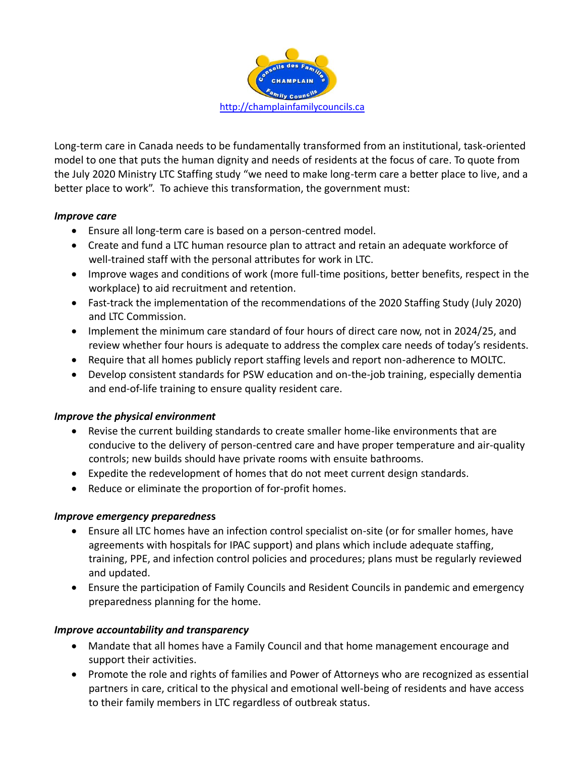http://champlainfamilycouncils.ca

Long-term care in Canada needs to be fundamentally transformed from an institutional, task-oriented model to one that puts the human dignity and needs of residents at the focus of care. To quote from the July 2020 Ministry LTC Staffing study "we need to make long-term care a better place to live, and a better place to work". To achieve this transformation, the government must:

***Improve care***

- Ensure all long-term care is based on a person-centred model.
- Create and fund a LTC human resource plan to attract and retain an adequate workforce of well-trained staff with the personal attributes for work in LTC.
- Improve wages and conditions of work (more full-time positions, better benefits, respect in the workplace) to aid recruitment and retention.
- Fast-track the implementation of the recommendations of the 2020 Staffing Study (July 2020) and LTC Commission.
- Implement the minimum care standard of four hours of direct care now, not in 2024/25, and review whether four hours is adequate to address the complex care needs of today's residents.
- Require that all homes publicly report staffing levels and report non-adherence to MOLTC.
- Develop consistent standards for PSW education and on-the-job training, especially dementia and end-of-life training to ensure quality resident care.

***Improve the physical environment***

- Revise the current building standards to create smaller home-like environments that are conducive to the delivery of person-centred care and have proper temperature and air-quality controls; new builds should have private rooms with ensuite bathrooms.
- Expedite the redevelopment of homes that do not meet current design standards.
- Reduce or eliminate the proportion of for-profit homes.

***Improve emergency preparedness***

- Ensure all LTC homes have an infection control specialist on-site (or for smaller homes, have agreements with hospitals for IPAC support) and plans which include adequate staffing, training, PPE, and infection control policies and procedures; plans must be regularly reviewed and updated.
- Ensure the participation of Family Councils and Resident Councils in pandemic and emergency preparedness planning for the home.

***Improve accountability and transparency***

- Mandate that all homes have a Family Council and that home management encourage and support their activities.
- Promote the role and rights of families and Power of Attorneys who are recognized as essential partners in care, critical to the physical and emotional well-being of residents and have access to their family members in LTC regardless of outbreak status.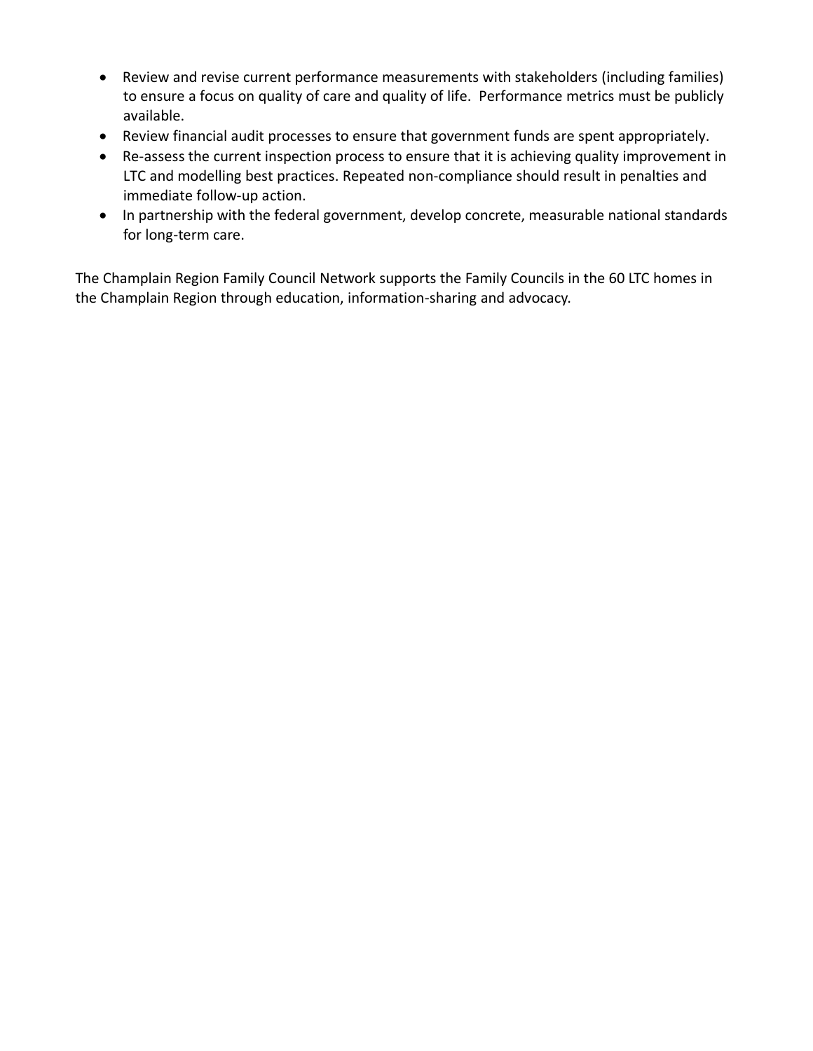- Review and revise current performance measurements with stakeholders (including families) to ensure a focus on quality of care and quality of life. Performance metrics must be publicly available.
- Review financial audit processes to ensure that government funds are spent appropriately.
- Re-assess the current inspection process to ensure that it is achieving quality improvement in LTC and modelling best practices. Repeated non-compliance should result in penalties and immediate follow-up action.
- In partnership with the federal government, develop concrete, measurable national standards for long-term care.

The Champlain Region Family Council Network supports the Family Councils in the 60 LTC homes in the Champlain Region through education, information-sharing and advocacy.